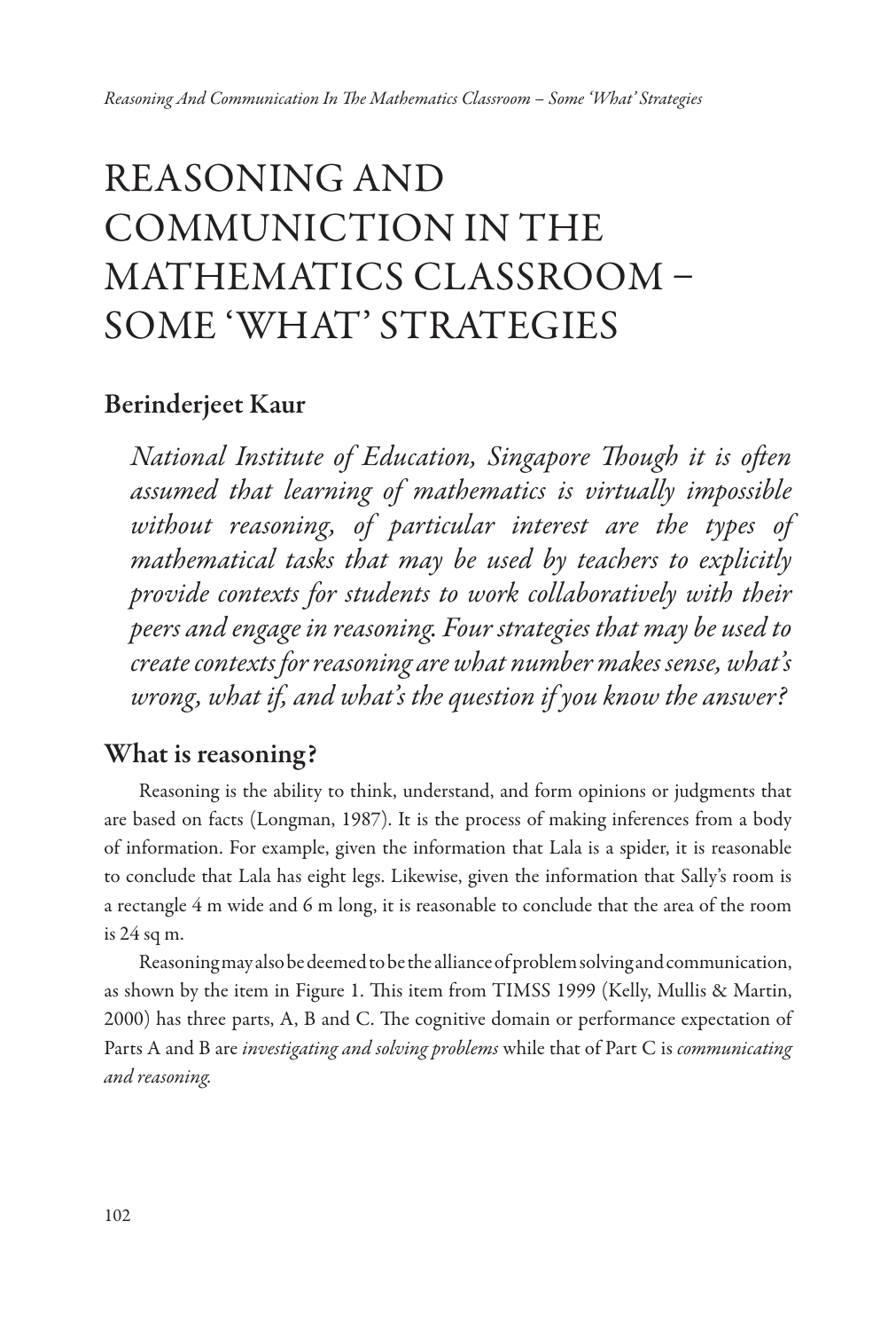# REASONING AND COMMUNICTION IN THE MATHEMATICS CLASSROOM – SOME 'WHAT' STRATEGIES

**Berinderjeet Kaur**

*National Institute of Education, Singapore Though it is often assumed that learning of mathematics is virtually impossible without reasoning, of particular interest are the types of mathematical tasks that may be used by teachers to explicitly provide contexts for students to work collaboratively with their peers and engage in reasoning. Four strategies that may be used to create contexts for reasoning are what number makes sense, what's wrong, what if, and what's the question if you know the answer?*

## What is reasoning?

Reasoning is the ability to think, understand, and form opinions or judgments that are based on facts (Longman, 1987). It is the process of making inferences from a body of information. For example, given the information that Lala is a spider, it is reasonable to conclude that Lala has eight legs. Likewise, given the information that Sally's room is a rectangle 4 m wide and 6 m long, it is reasonable to conclude that the area of the room is 24 sq m.

Reasoning may also be deemed to be the alliance of problem solving and communication, as shown by the item in Figure 1. This item from TIMSS 1999 (Kelly, Mullis & Martin, 2000) has three parts, A, B and C. The cognitive domain or performance expectation of Parts A and B are *investigating and solving problems* while that of Part C is *communicating and reasoning*.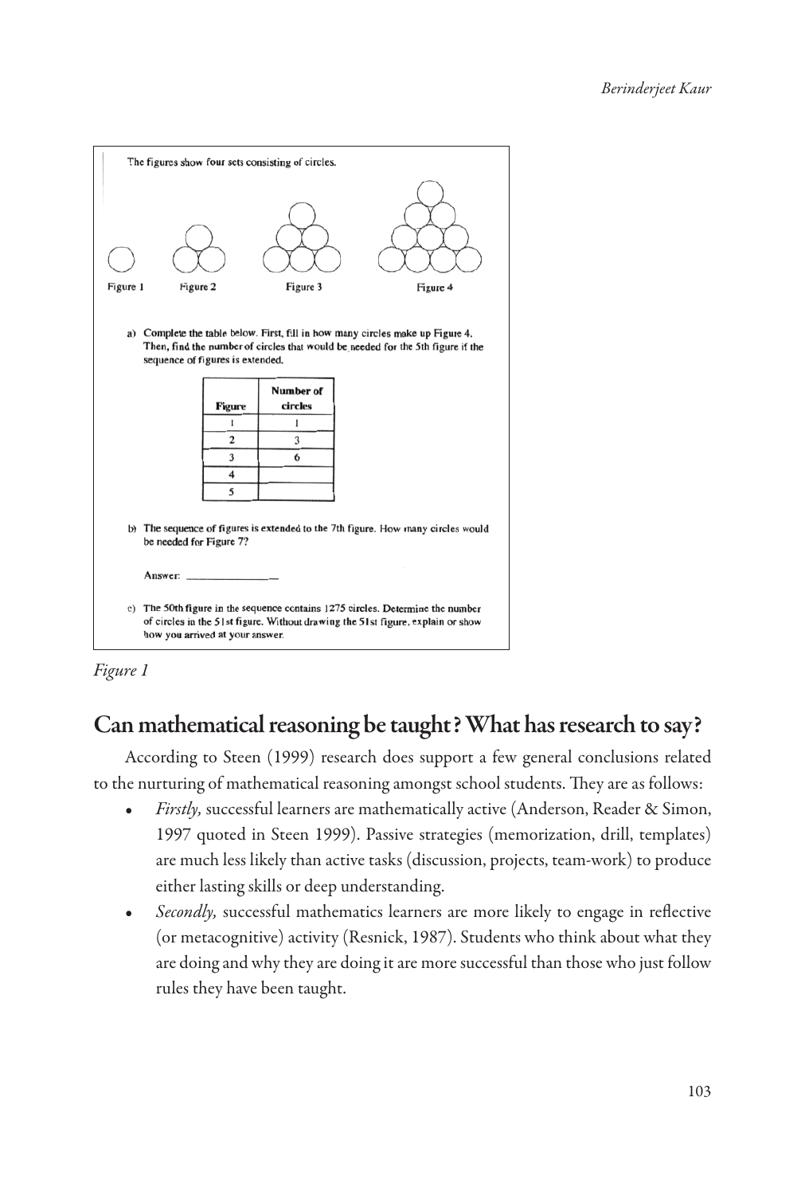The figures show four sets consisting of circles.

Figure 1 Figure 2 Figure 3 Figure 4

a) Complete the table below. First, fill in how many circles make up Figure 4. Then, find the number of circles that would be needed for the 5th figure if the sequence of figures is extended.

| Figure | Number of circles |
| --- | --- |
| 1 | 1 |
| 2 | 3 |
| 3 | 6 |
| 4 | |
| 5 | |

b) The sequence of figures is extended to the 7th figure. How many circles would be needed for Figure 7?

Answer: _______________

c) The 50th figure in the sequence contains 1275 circles. Determine the number of circles in the 51st figure. Without drawing the 51st figure, explain or show how you arrived at your answer.

*Figure 1*

## Can mathematical reasoning be taught? What has research to say?

According to Steen (1999) research does support a few general conclusions related to the nurturing of mathematical reasoning amongst school students. They are as follows:

- *Firstly,* successful learners are mathematically active (Anderson, Reader & Simon, 1997 quoted in Steen 1999). Passive strategies (memorization, drill, templates) are much less likely than active tasks (discussion, projects, team-work) to produce either lasting skills or deep understanding.
- *Secondly,* successful mathematics learners are more likely to engage in reflective (or metacognitive) activity (Resnick, 1987). Students who think about what they are doing and why they are doing it are more successful than those who just follow rules they have been taught.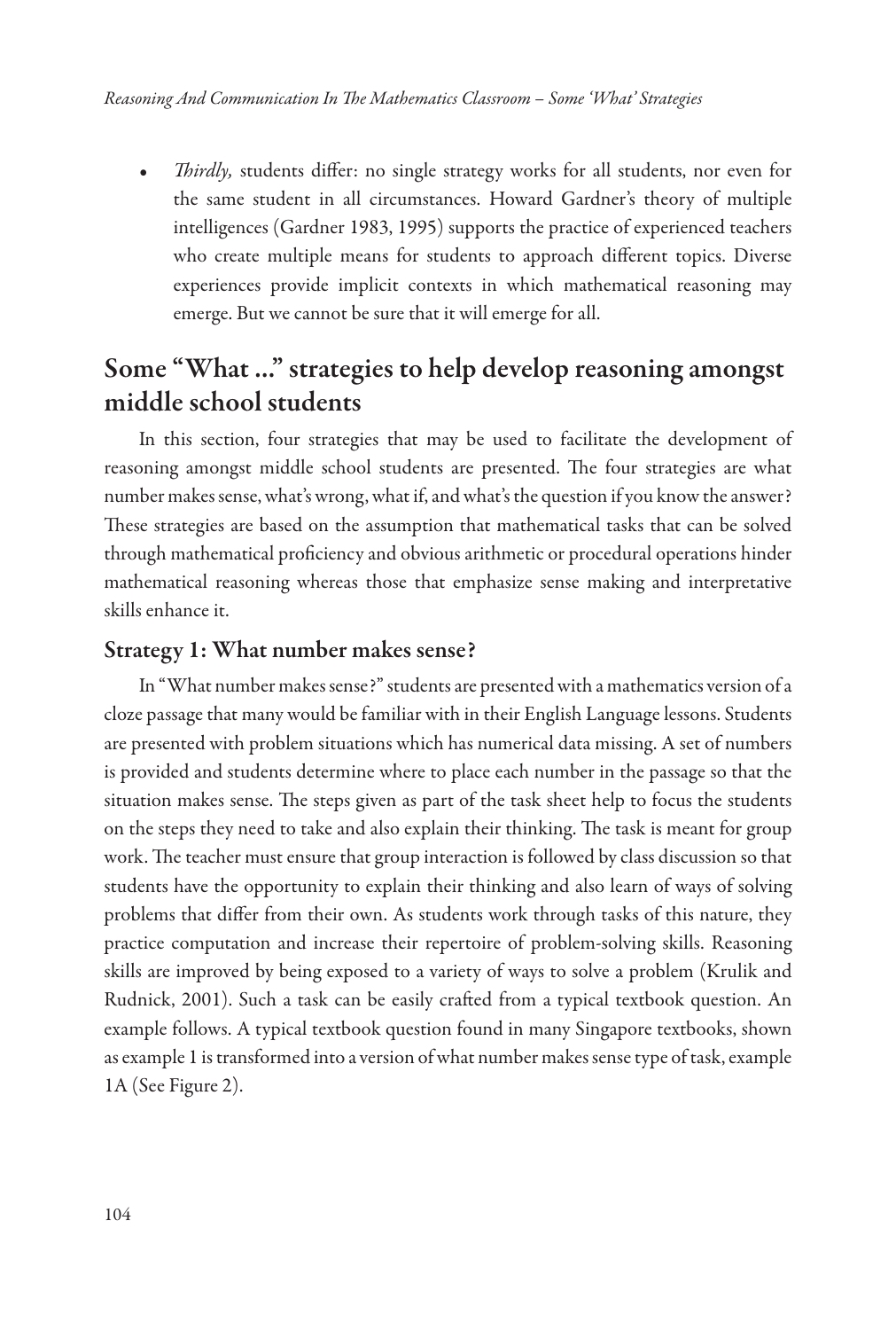- *Thirdly,* students differ: no single strategy works for all students, nor even for the same student in all circumstances. Howard Gardner's theory of multiple intelligences (Gardner 1983, 1995) supports the practice of experienced teachers who create multiple means for students to approach different topics. Diverse experiences provide implicit contexts in which mathematical reasoning may emerge. But we cannot be sure that it will emerge for all.

## Some "What ..." strategies to help develop reasoning amongst middle school students

In this section, four strategies that may be used to facilitate the development of reasoning amongst middle school students are presented. The four strategies are what number makes sense, what's wrong, what if, and what's the question if you know the answer? These strategies are based on the assumption that mathematical tasks that can be solved through mathematical proficiency and obvious arithmetic or procedural operations hinder mathematical reasoning whereas those that emphasize sense making and interpretative skills enhance it.

### Strategy 1: What number makes sense?

In "What number makes sense?" students are presented with a mathematics version of a cloze passage that many would be familiar with in their English Language lessons. Students are presented with problem situations which has numerical data missing. A set of numbers is provided and students determine where to place each number in the passage so that the situation makes sense. The steps given as part of the task sheet help to focus the students on the steps they need to take and also explain their thinking. The task is meant for group work. The teacher must ensure that group interaction is followed by class discussion so that students have the opportunity to explain their thinking and also learn of ways of solving problems that differ from their own. As students work through tasks of this nature, they practice computation and increase their repertoire of problem-solving skills. Reasoning skills are improved by being exposed to a variety of ways to solve a problem (Krulik and Rudnick, 2001). Such a task can be easily crafted from a typical textbook question. An example follows. A typical textbook question found in many Singapore textbooks, shown as example 1 is transformed into a version of what number makes sense type of task, example 1A (See Figure 2).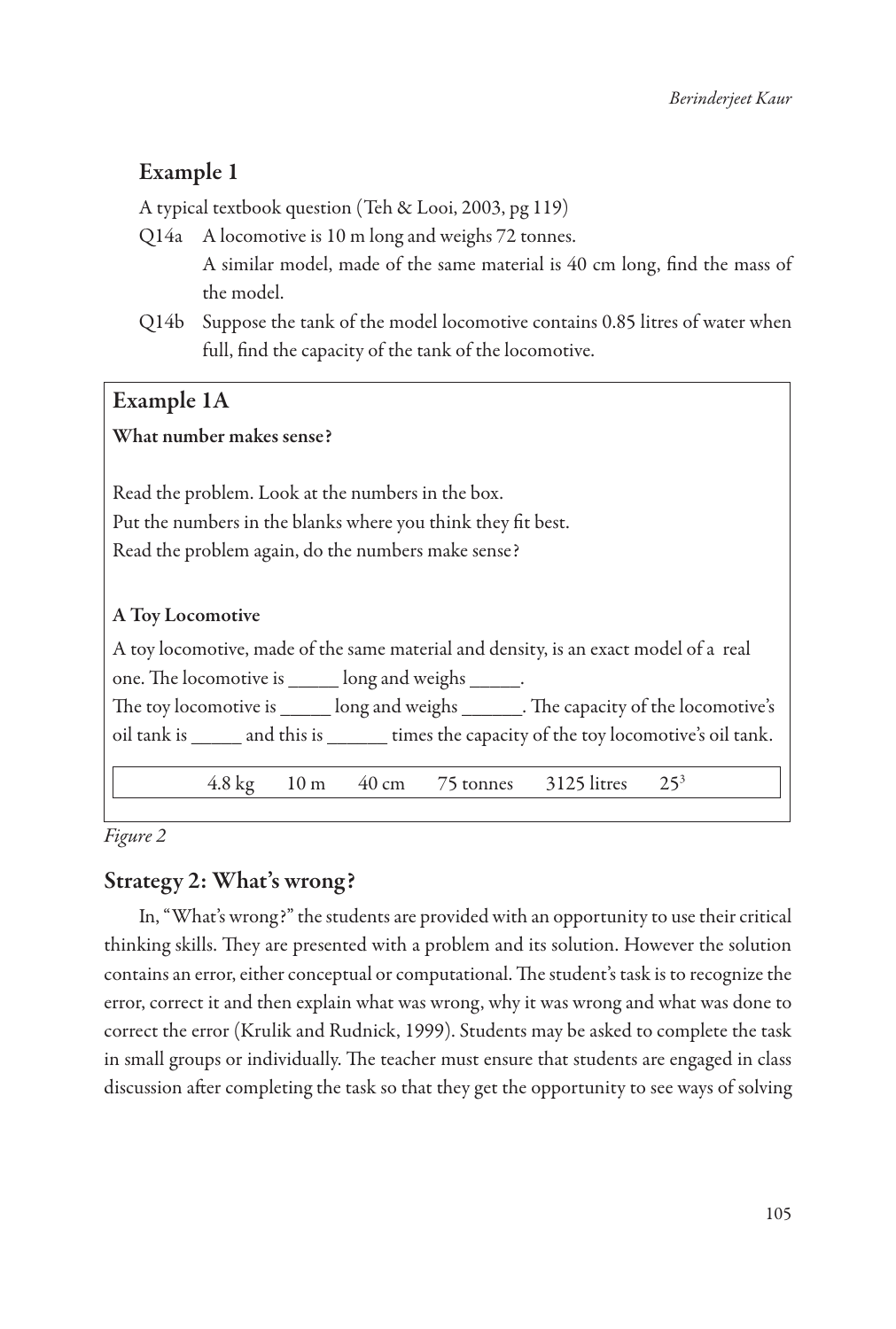## Example 1

A typical textbook question (Teh & Looi, 2003, pg 119)

Q14a A locomotive is 10 m long and weighs 72 tonnes.
A similar model, made of the same material is 40 cm long, find the mass of the model.

Q14b Suppose the tank of the model locomotive contains 0.85 litres of water when full, find the capacity of the tank of the locomotive.

### Example 1A

**What number makes sense?**

Read the problem. Look at the numbers in the box.
Put the numbers in the blanks where you think they fit best.
Read the problem again, do the numbers make sense?

**A Toy Locomotive**

A toy locomotive, made of the same material and density, is an exact model of a real one. The locomotive is _____ long and weighs _____.
The toy locomotive is _____ long and weighs ______. The capacity of the locomotive's oil tank is _____ and this is ______ times the capacity of the toy locomotive's oil tank.

| 4.8 kg | 10 m | 40 cm | 75 tonnes | 3125 litres | $25^3$ |
|---|---|---|---|---|---|

*Figure 2*

## Strategy 2: What's wrong?

In, "What's wrong?" the students are provided with an opportunity to use their critical thinking skills. They are presented with a problem and its solution. However the solution contains an error, either conceptual or computational. The student's task is to recognize the error, correct it and then explain what was wrong, why it was wrong and what was done to correct the error (Krulik and Rudnick, 1999). Students may be asked to complete the task in small groups or individually. The teacher must ensure that students are engaged in class discussion after completing the task so that they get the opportunity to see ways of solving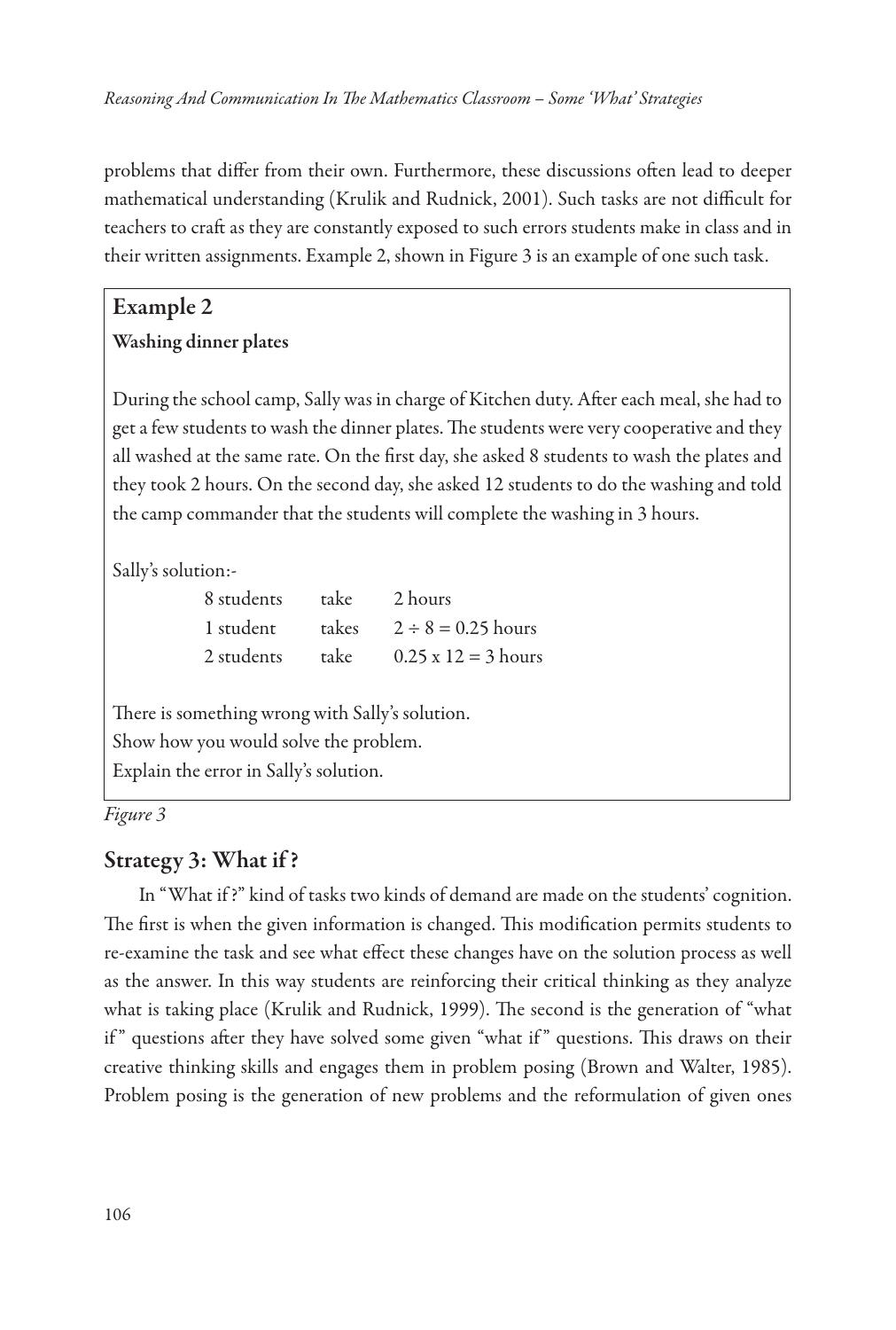problems that differ from their own. Furthermore, these discussions often lead to deeper mathematical understanding (Krulik and Rudnick, 2001). Such tasks are not difficult for teachers to craft as they are constantly exposed to such errors students make in class and in their written assignments. Example 2, shown in Figure 3 is an example of one such task.

> **Example 2**
>
> **Washing dinner plates**
>
> During the school camp, Sally was in charge of Kitchen duty. After each meal, she had to get a few students to wash the dinner plates. The students were very cooperative and they all washed at the same rate. On the first day, she asked 8 students to wash the plates and they took 2 hours. On the second day, she asked 12 students to do the washing and told the camp commander that the students will complete the washing in 3 hours.
>
> Sally's solution:-
>
> | | | |
> |---|---|---|
> | 8 students | take | 2 hours |
> | 1 student | takes | $2 \div 8 = 0.25$ hours |
> | 2 students | take | $0.25 \times 12 = 3$ hours |
>
> There is something wrong with Sally's solution.
> Show how you would solve the problem.
> Explain the error in Sally's solution.

*Figure 3*

## Strategy 3: What if ?

In "What if ?" kind of tasks two kinds of demand are made on the students' cognition. The first is when the given information is changed. This modification permits students to re-examine the task and see what effect these changes have on the solution process as well as the answer. In this way students are reinforcing their critical thinking as they analyze what is taking place (Krulik and Rudnick, 1999). The second is the generation of "what if" questions after they have solved some given "what if" questions. This draws on their creative thinking skills and engages them in problem posing (Brown and Walter, 1985). Problem posing is the generation of new problems and the reformulation of given ones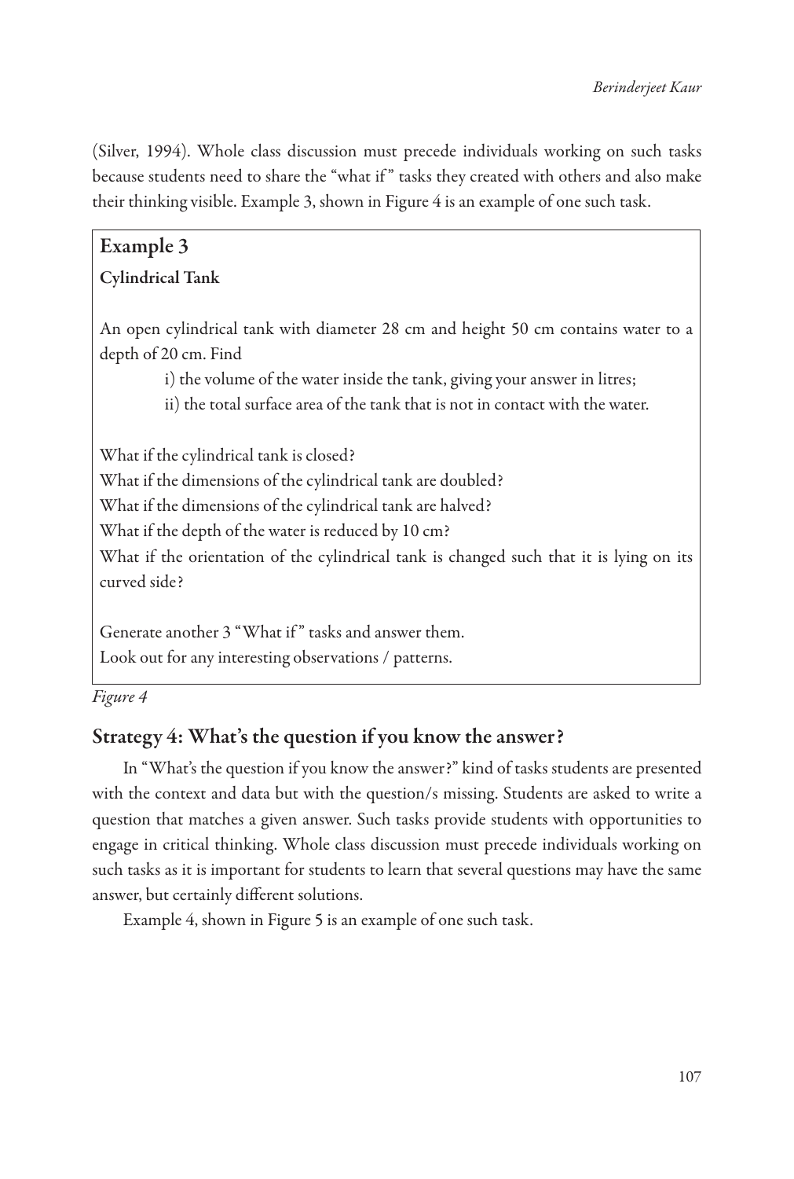(Silver, 1994). Whole class discussion must precede individuals working on such tasks because students need to share the "what if" tasks they created with others and also make their thinking visible. Example 3, shown in Figure 4 is an example of one such task.

**Example 3**

**Cylindrical Tank**

An open cylindrical tank with diameter 28 cm and height 50 cm contains water to a depth of 20 cm. Find

i) the volume of the water inside the tank, giving your answer in litres;

ii) the total surface area of the tank that is not in contact with the water.

What if the cylindrical tank is closed?

What if the dimensions of the cylindrical tank are doubled?

What if the dimensions of the cylindrical tank are halved?

What if the depth of the water is reduced by 10 cm?

What if the orientation of the cylindrical tank is changed such that it is lying on its curved side?

Generate another 3 "What if" tasks and answer them.

Look out for any interesting observations / patterns.

*Figure 4*

## Strategy 4: What's the question if you know the answer?

In "What's the question if you know the answer?" kind of tasks students are presented with the context and data but with the question/s missing. Students are asked to write a question that matches a given answer. Such tasks provide students with opportunities to engage in critical thinking. Whole class discussion must precede individuals working on such tasks as it is important for students to learn that several questions may have the same answer, but certainly different solutions.

Example 4, shown in Figure 5 is an example of one such task.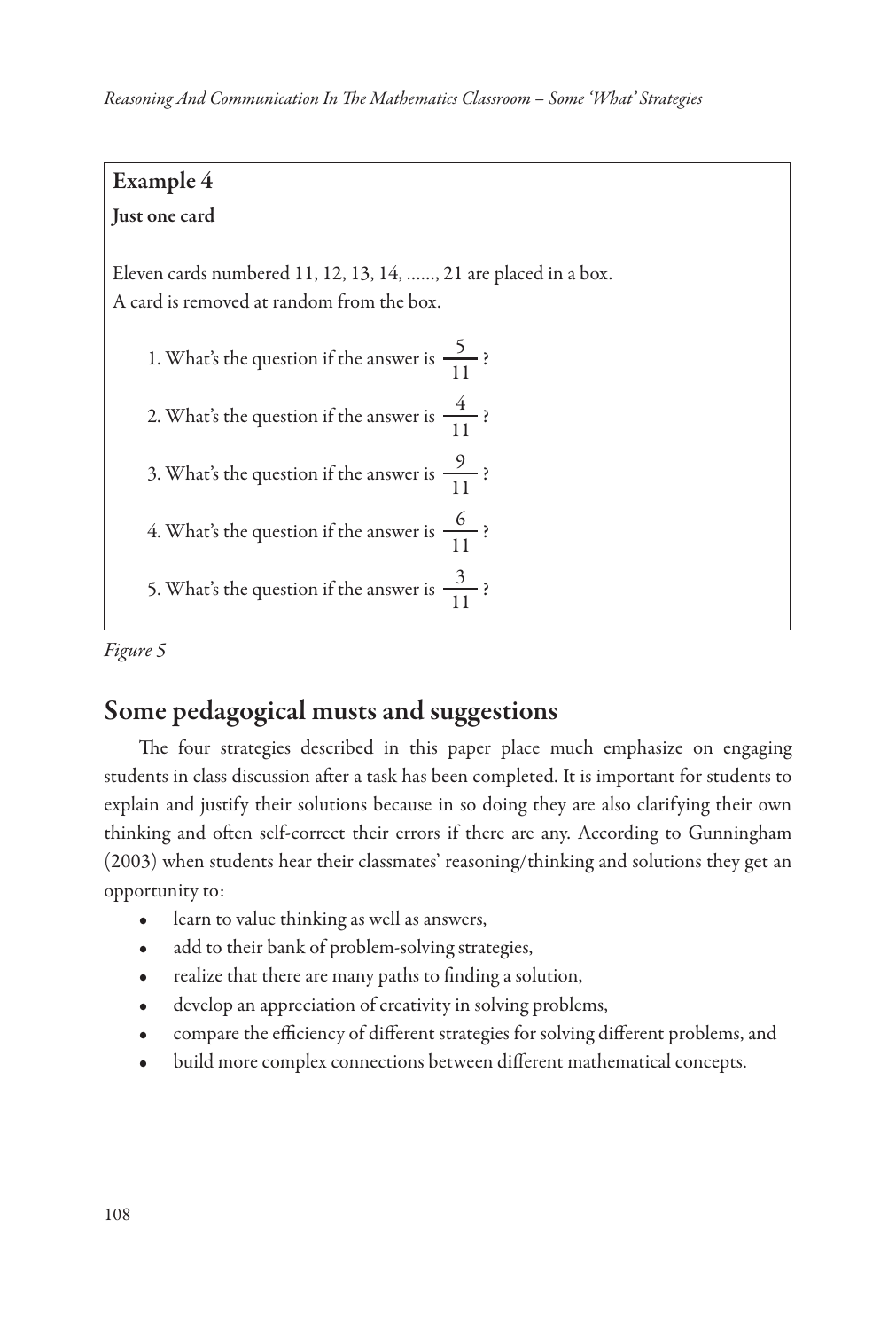**Example 4**

**Just one card**

Eleven cards numbered 11, 12, 13, 14, ......, 21 are placed in a box.
A card is removed at random from the box.

1. What's the question if the answer is $\frac{5}{11}$ ?
2. What's the question if the answer is $\frac{4}{11}$ ?
3. What's the question if the answer is $\frac{9}{11}$ ?
4. What's the question if the answer is $\frac{6}{11}$ ?
5. What's the question if the answer is $\frac{3}{11}$ ?

*Figure 5*

## Some pedagogical musts and suggestions

The four strategies described in this paper place much emphasize on engaging students in class discussion after a task has been completed. It is important for students to explain and justify their solutions because in so doing they are also clarifying their own thinking and often self-correct their errors if there are any. According to Gunningham (2003) when students hear their classmates' reasoning/thinking and solutions they get an opportunity to:

- learn to value thinking as well as answers,
- add to their bank of problem-solving strategies,
- realize that there are many paths to finding a solution,
- develop an appreciation of creativity in solving problems,
- compare the efficiency of different strategies for solving different problems, and
- build more complex connections between different mathematical concepts.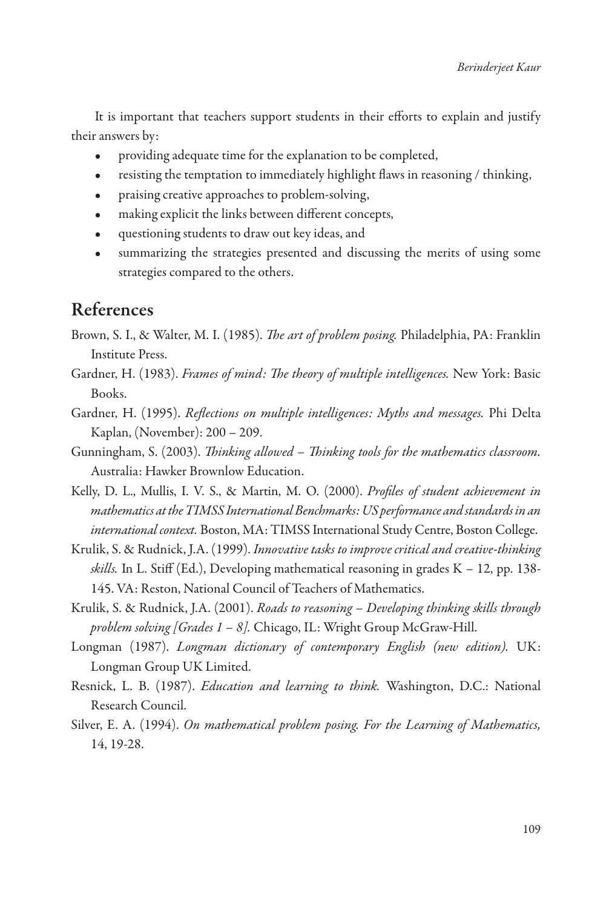It is important that teachers support students in their efforts to explain and justify their answers by:

- providing adequate time for the explanation to be completed,
- resisting the temptation to immediately highlight flaws in reasoning / thinking,
- praising creative approaches to problem-solving,
- making explicit the links between different concepts,
- questioning students to draw out key ideas, and
- summarizing the strategies presented and discussing the merits of using some strategies compared to the others.

## References

Brown, S. I., & Walter, M. I. (1985). *The art of problem posing.* Philadelphia, PA: Franklin Institute Press.

Gardner, H. (1983). *Frames of mind: The theory of multiple intelligences.* New York: Basic Books.

Gardner, H. (1995). *Reflections on multiple intelligences: Myths and messages.* Phi Delta Kaplan, (November): 200 – 209.

Gunningham, S. (2003). *Thinking allowed – Thinking tools for the mathematics classroom.* Australia: Hawker Brownlow Education.

Kelly, D. L., Mullis, I. V. S., & Martin, M. O. (2000). *Profiles of student achievement in mathematics at the TIMSS International Benchmarks: US performance and standards in an international context.* Boston, MA: TIMSS International Study Centre, Boston College.

Krulik, S. & Rudnick, J.A. (1999). *Innovative tasks to improve critical and creative-thinking skills.* In L. Stiff (Ed.), Developing mathematical reasoning in grades K – 12, pp. 138-145. VA: Reston, National Council of Teachers of Mathematics.

Krulik, S. & Rudnick, J.A. (2001). *Roads to reasoning – Developing thinking skills through problem solving [Grades 1 – 8].* Chicago, IL: Wright Group McGraw-Hill.

Longman (1987). *Longman dictionary of contemporary English (new edition).* UK: Longman Group UK Limited.

Resnick, L. B. (1987). *Education and learning to think.* Washington, D.C.: National Research Council.

Silver, E. A. (1994). *On mathematical problem posing. For the Learning of Mathematics,* 14, 19-28.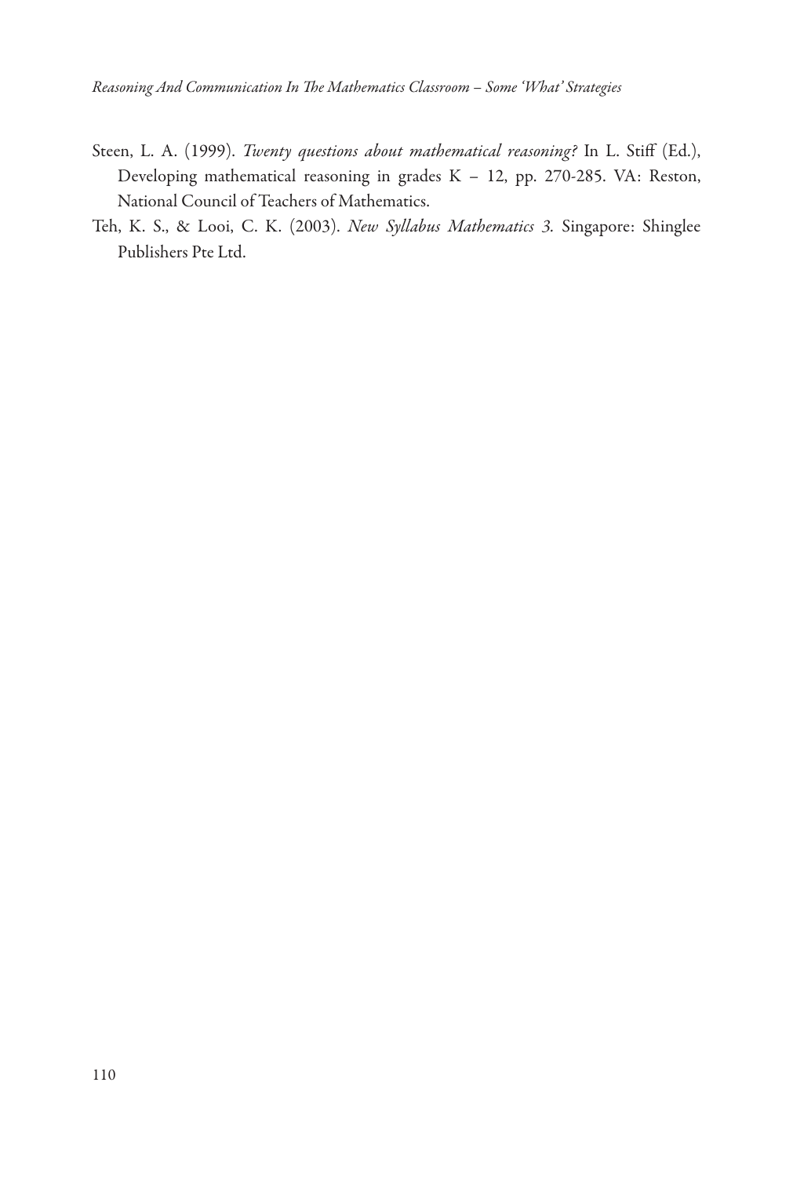Steen, L. A. (1999). *Twenty questions about mathematical reasoning?* In L. Stiff (Ed.), Developing mathematical reasoning in grades K – 12, pp. 270-285. VA: Reston, National Council of Teachers of Mathematics.

Teh, K. S., & Looi, C. K. (2003). *New Syllabus Mathematics 3.* Singapore: Shinglee Publishers Pte Ltd.